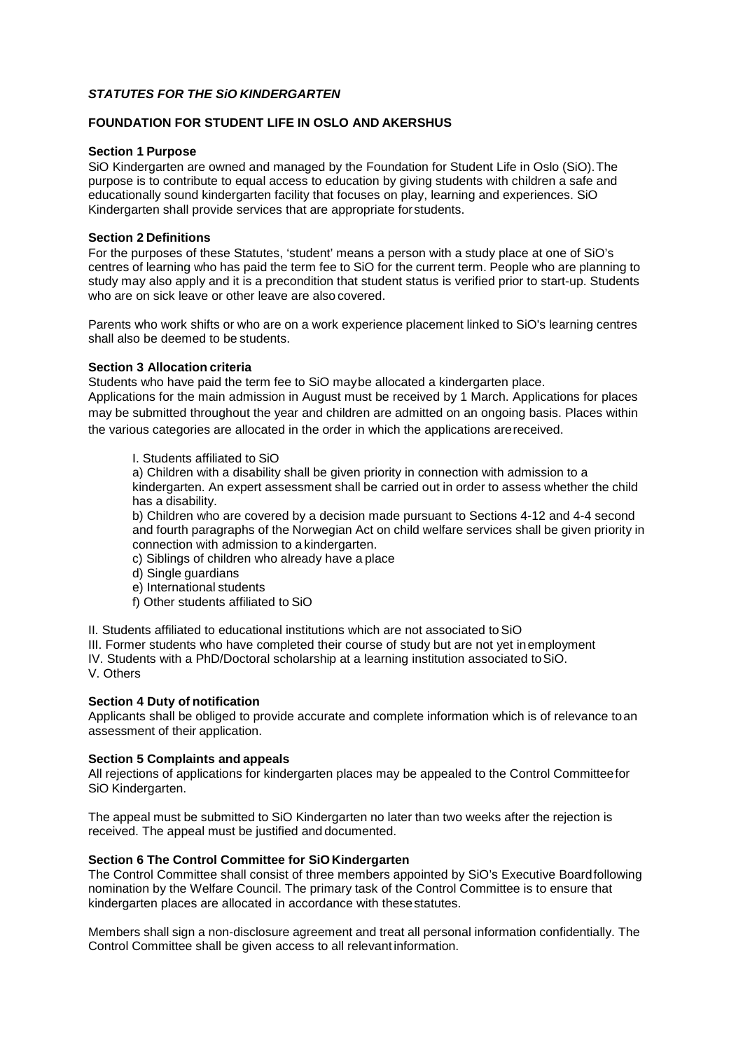***STATUTES FOR THE SiO KINDERGARTEN***

**FOUNDATION FOR STUDENT LIFE IN OSLO AND AKERSHUS**

**Section 1 Purpose**

SiO Kindergarten are owned and managed by the Foundation for Student Life in Oslo (SiO). The purpose is to contribute to equal access to education by giving students with children a safe and educationally sound kindergarten facility that focuses on play, learning and experiences. SiO Kindergarten shall provide services that are appropriate for students.

**Section 2 Definitions**

For the purposes of these Statutes, 'student' means a person with a study place at one of SiO's centres of learning who has paid the term fee to SiO for the current term. People who are planning to study may also apply and it is a precondition that student status is verified prior to start-up. Students who are on sick leave or other leave are also covered.

Parents who work shifts or who are on a work experience placement linked to SiO's learning centres shall also be deemed to be students.

**Section 3 Allocation criteria**

Students who have paid the term fee to SiO may be allocated a kindergarten place.
Applications for the main admission in August must be received by 1 March. Applications for places may be submitted throughout the year and children are admitted on an ongoing basis. Places within the various categories are allocated in the order in which the applications are received.

I. Students affiliated to SiO

a) Children with a disability shall be given priority in connection with admission to a kindergarten. An expert assessment shall be carried out in order to assess whether the child has a disability.

b) Children who are covered by a decision made pursuant to Sections 4-12 and 4-4 second and fourth paragraphs of the Norwegian Act on child welfare services shall be given priority in connection with admission to a kindergarten.

c) Siblings of children who already have a place

d) Single guardians

e) International students

f) Other students affiliated to SiO

II. Students affiliated to educational institutions which are not associated to SiO

III. Former students who have completed their course of study but are not yet in employment

IV. Students with a PhD/Doctoral scholarship at a learning institution associated to SiO.

V. Others

**Section 4 Duty of notification**

Applicants shall be obliged to provide accurate and complete information which is of relevance to an assessment of their application.

**Section 5 Complaints and appeals**

All rejections of applications for kindergarten places may be appealed to the Control Committee for SiO Kindergarten.

The appeal must be submitted to SiO Kindergarten no later than two weeks after the rejection is received. The appeal must be justified and documented.

**Section 6 The Control Committee for SiO Kindergarten**

The Control Committee shall consist of three members appointed by SiO's Executive Board following nomination by the Welfare Council. The primary task of the Control Committee is to ensure that kindergarten places are allocated in accordance with these statutes.

Members shall sign a non-disclosure agreement and treat all personal information confidentially. The Control Committee shall be given access to all relevant information.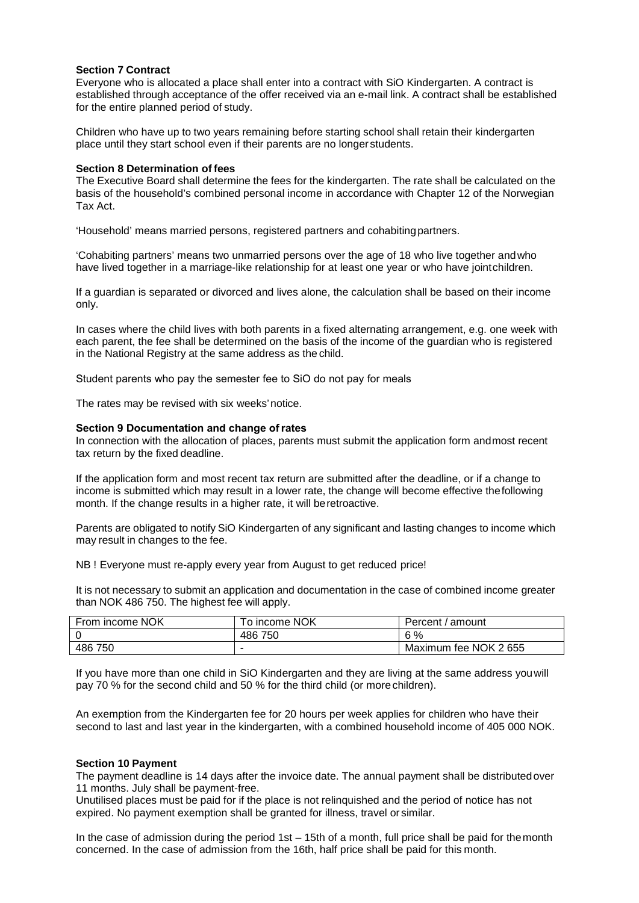**Section 7 Contract**

Everyone who is allocated a place shall enter into a contract with SiO Kindergarten. A contract is established through acceptance of the offer received via an e-mail link. A contract shall be established for the entire planned period of study.

Children who have up to two years remaining before starting school shall retain their kindergarten place until they start school even if their parents are no longer students.

**Section 8 Determination of fees**

The Executive Board shall determine the fees for the kindergarten. The rate shall be calculated on the basis of the household's combined personal income in accordance with Chapter 12 of the Norwegian Tax Act.

'Household' means married persons, registered partners and cohabiting partners.

'Cohabiting partners' means two unmarried persons over the age of 18 who live together and who have lived together in a marriage-like relationship for at least one year or who have joint children.

If a guardian is separated or divorced and lives alone, the calculation shall be based on their income only.

In cases where the child lives with both parents in a fixed alternating arrangement, e.g. one week with each parent, the fee shall be determined on the basis of the income of the guardian who is registered in the National Registry at the same address as the child.

Student parents who pay the semester fee to SiO do not pay for meals

The rates may be revised with six weeks' notice.

**Section 9 Documentation and change of rates**

In connection with the allocation of places, parents must submit the application form and most recent tax return by the fixed deadline.

If the application form and most recent tax return are submitted after the deadline, or if a change to income is submitted which may result in a lower rate, the change will become effective the following month. If the change results in a higher rate, it will be retroactive.

Parents are obligated to notify SiO Kindergarten of any significant and lasting changes to income which may result in changes to the fee.

NB ! Everyone must re-apply every year from August to get reduced price!

It is not necessary to submit an application and documentation in the case of combined income greater than NOK 486 750. The highest fee will apply.

| From income NOK | To income NOK | Percent / amount |
|---|---|---|
| 0 | 486 750 | 6 % |
| 486 750 | - | Maximum fee NOK 2 655 |

If you have more than one child in SiO Kindergarten and they are living at the same address you will pay 70 % for the second child and 50 % for the third child (or more children).

An exemption from the Kindergarten fee for 20 hours per week applies for children who have their second to last and last year in the kindergarten, with a combined household income of 405 000 NOK.

**Section 10 Payment**

The payment deadline is 14 days after the invoice date. The annual payment shall be distributed over 11 months. July shall be payment-free.

Unutilised places must be paid for if the place is not relinquished and the period of notice has not expired. No payment exemption shall be granted for illness, travel or similar.

In the case of admission during the period 1st – 15th of a month, full price shall be paid for the month concerned. In the case of admission from the 16th, half price shall be paid for this month.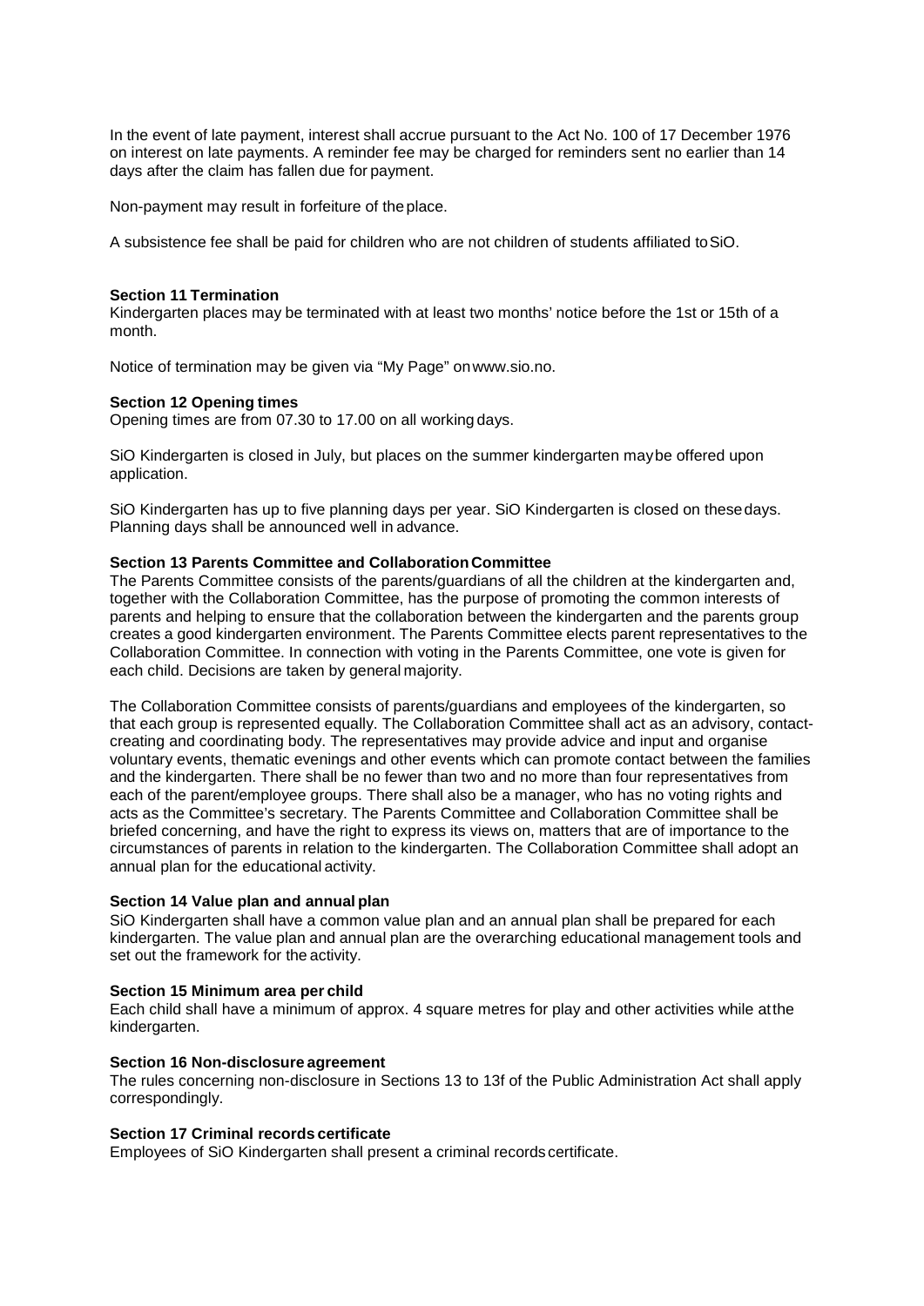In the event of late payment, interest shall accrue pursuant to the Act No. 100 of 17 December 1976 on interest on late payments. A reminder fee may be charged for reminders sent no earlier than 14 days after the claim has fallen due for payment.

Non-payment may result in forfeiture of the place.

A subsistence fee shall be paid for children who are not children of students affiliated to SiO.

**Section 11 Termination**

Kindergarten places may be terminated with at least two months' notice before the 1st or 15th of a month.

Notice of termination may be given via "My Page" on www.sio.no.

**Section 12 Opening times**

Opening times are from 07.30 to 17.00 on all working days.

SiO Kindergarten is closed in July, but places on the summer kindergarten may be offered upon application.

SiO Kindergarten has up to five planning days per year. SiO Kindergarten is closed on these days. Planning days shall be announced well in advance.

**Section 13 Parents Committee and Collaboration Committee**

The Parents Committee consists of the parents/guardians of all the children at the kindergarten and, together with the Collaboration Committee, has the purpose of promoting the common interests of parents and helping to ensure that the collaboration between the kindergarten and the parents group creates a good kindergarten environment. The Parents Committee elects parent representatives to the Collaboration Committee. In connection with voting in the Parents Committee, one vote is given for each child. Decisions are taken by general majority.

The Collaboration Committee consists of parents/guardians and employees of the kindergarten, so that each group is represented equally. The Collaboration Committee shall act as an advisory, contact-creating and coordinating body. The representatives may provide advice and input and organise voluntary events, thematic evenings and other events which can promote contact between the families and the kindergarten. There shall be no fewer than two and no more than four representatives from each of the parent/employee groups. There shall also be a manager, who has no voting rights and acts as the Committee's secretary. The Parents Committee and Collaboration Committee shall be briefed concerning, and have the right to express its views on, matters that are of importance to the circumstances of parents in relation to the kindergarten. The Collaboration Committee shall adopt an annual plan for the educational activity.

**Section 14 Value plan and annual plan**

SiO Kindergarten shall have a common value plan and an annual plan shall be prepared for each kindergarten. The value plan and annual plan are the overarching educational management tools and set out the framework for the activity.

**Section 15 Minimum area per child**

Each child shall have a minimum of approx. 4 square metres for play and other activities while at the kindergarten.

**Section 16 Non-disclosure agreement**

The rules concerning non-disclosure in Sections 13 to 13f of the Public Administration Act shall apply correspondingly.

**Section 17 Criminal records certificate**

Employees of SiO Kindergarten shall present a criminal records certificate.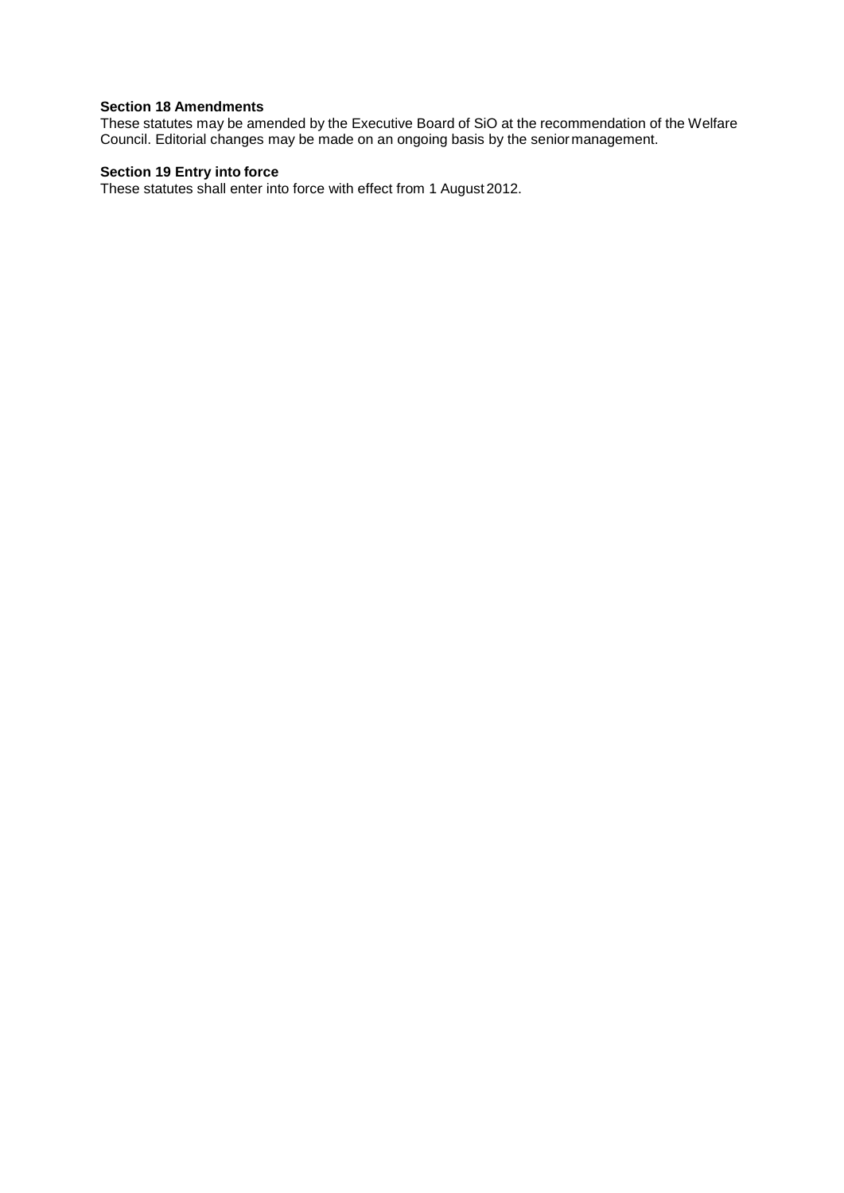**Section 18 Amendments**

These statutes may be amended by the Executive Board of SiO at the recommendation of the Welfare Council. Editorial changes may be made on an ongoing basis by the senior management.

**Section 19 Entry into force**

These statutes shall enter into force with effect from 1 August 2012.